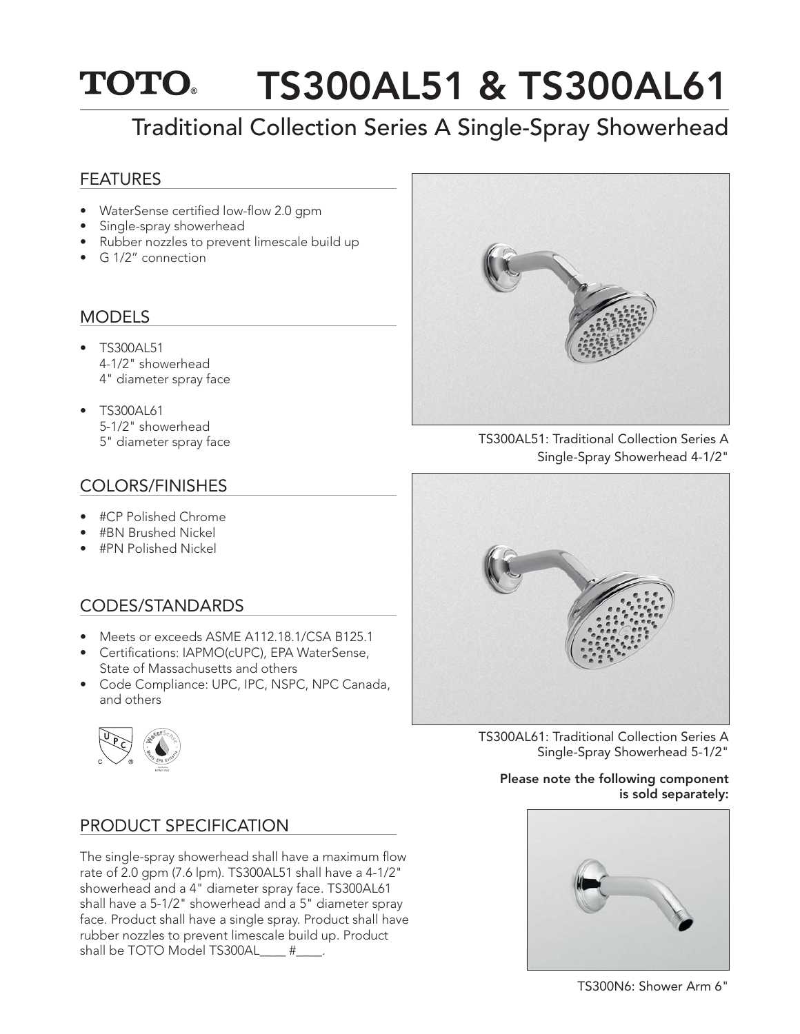# TOTO® TS300AL51 & TS300AL61

## Traditional Collection Series A Single-Spray Showerhead

### FEATURES

- WaterSense certified low-flow 2.0 gpm
- Single-spray showerhead
- Rubber nozzles to prevent limescale build up
- G 1/2" connection

### MODELS

- TS300AL51
  4-1/2" showerhead
  4" diameter spray face
- TS300AL61
  5-1/2" showerhead
  5" diameter spray face

### COLORS/FINISHES

- #CP Polished Chrome
- #BN Brushed Nickel
- #PN Polished Nickel

### CODES/STANDARDS

- Meets or exceeds ASME A112.18.1/CSA B125.1
- Certifications: IAPMO(cUPC), EPA WaterSense, State of Massachusetts and others
- Code Compliance: UPC, IPC, NSPC, NPC Canada, and others

### PRODUCT SPECIFICATION

The single-spray showerhead shall have a maximum flow rate of 2.0 gpm (7.6 lpm). TS300AL51 shall have a 4-1/2" showerhead and a 4" diameter spray face. TS300AL61 shall have a 5-1/2" showerhead and a 5" diameter spray face. Product shall have a single spray. Product shall have rubber nozzles to prevent limescale build up. Product shall be TOTO Model TS300AL____ #____.

TS300AL51: Traditional Collection Series A Single-Spray Showerhead 4-1/2"

TS300AL61: Traditional Collection Series A Single-Spray Showerhead 5-1/2"

**Please note the following component is sold separately:**

TS300N6: Shower Arm 6"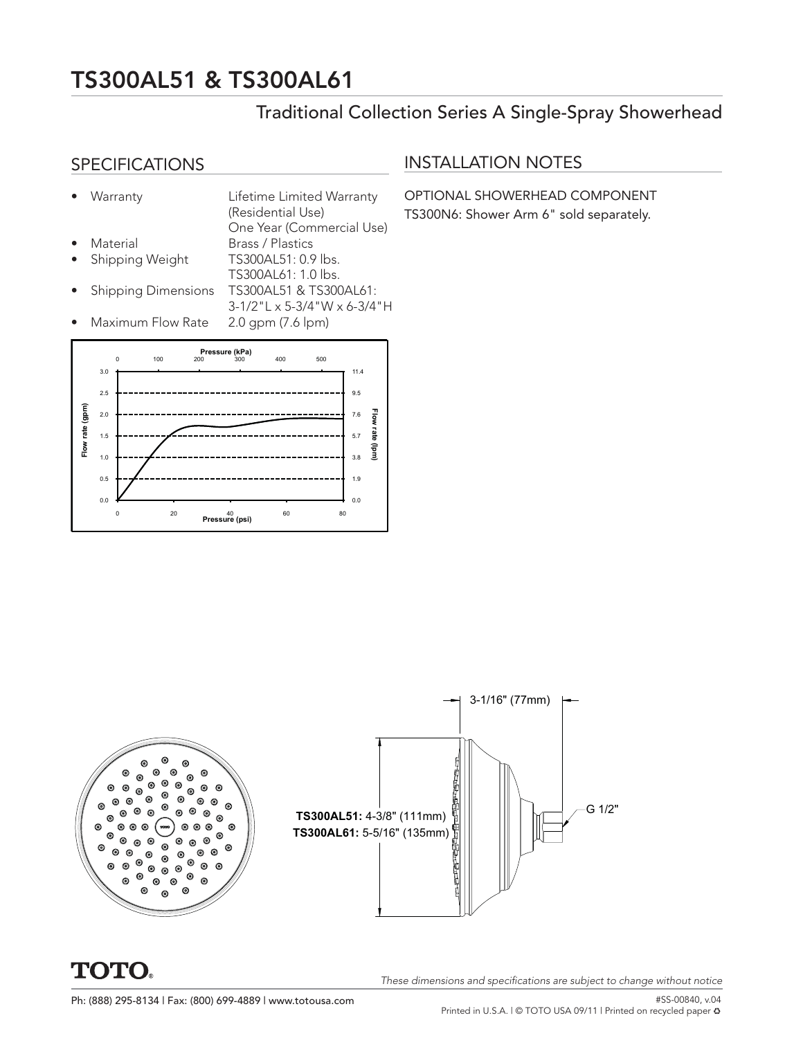# TS300AL51 & TS300AL61

## Traditional Collection Series A Single-Spray Showerhead

## SPECIFICATIONS

- Warranty: Lifetime Limited Warranty (Residential Use) One Year (Commercial Use)
- Material: Brass / Plastics
- Shipping Weight: TS300AL51: 0.9 lbs. TS300AL61: 1.0 lbs.
- Shipping Dimensions: TS300AL51 & TS300AL61: 3-1/2"L x 5-3/4"W x 6-3/4"H
- Maximum Flow Rate: 2.0 gpm (7.6 lpm)

Pressure (kPa)
0 100 200 300 400 500

Flow rate (gpm)
3.0 2.5 2.0 1.5 1.0 0.5 0.0

Flow rate (lpm)
11.4 9.5 7.6 5.7 3.8 1.9 0.0

Pressure (psi)
0 20 40 60 80

## INSTALLATION NOTES

OPTIONAL SHOWERHEAD COMPONENT
TS300N6: Shower Arm 6" sold separately.

3-1/16" (77mm)

G 1/2"

**TS300AL51:** 4-3/8" (111mm)
**TS300AL61:** 5-5/16" (135mm)

TOTO

*These dimensions and specifications are subject to change without notice*

Ph: (888) 295-8134 | Fax: (800) 699-4889 | www.totousa.com

#SS-00840, v.04
Printed in U.S.A. | © TOTO USA 09/11 | Printed on recycled paper